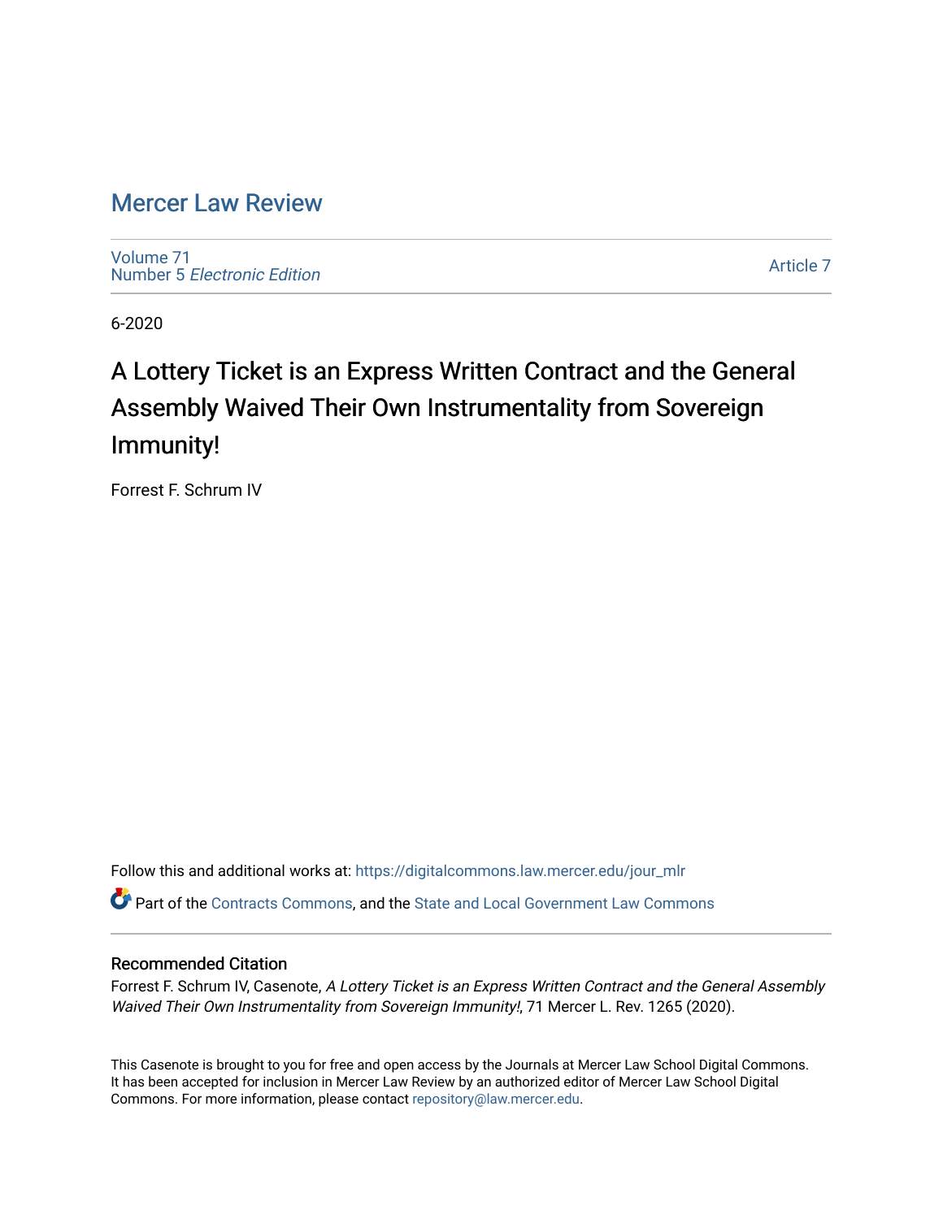# Mercer Law Review

Volume 71
Number 5 *Electronic Edition*

Article 7

6-2020

## A Lottery Ticket is an Express Written Contract and the General Assembly Waived Their Own Instrumentality from Sovereign Immunity!

Forrest F. Schrum IV

Follow this and additional works at: https://digitalcommons.law.mercer.edu/jour_mlr

Part of the Contracts Commons, and the State and Local Government Law Commons

### Recommended Citation

Forrest F. Schrum IV, Casenote, *A Lottery Ticket is an Express Written Contract and the General Assembly Waived Their Own Instrumentality from Sovereign Immunity!*, 71 Mercer L. Rev. 1265 (2020).

This Casenote is brought to you for free and open access by the Journals at Mercer Law School Digital Commons. It has been accepted for inclusion in Mercer Law Review by an authorized editor of Mercer Law School Digital Commons. For more information, please contact repository@law.mercer.edu.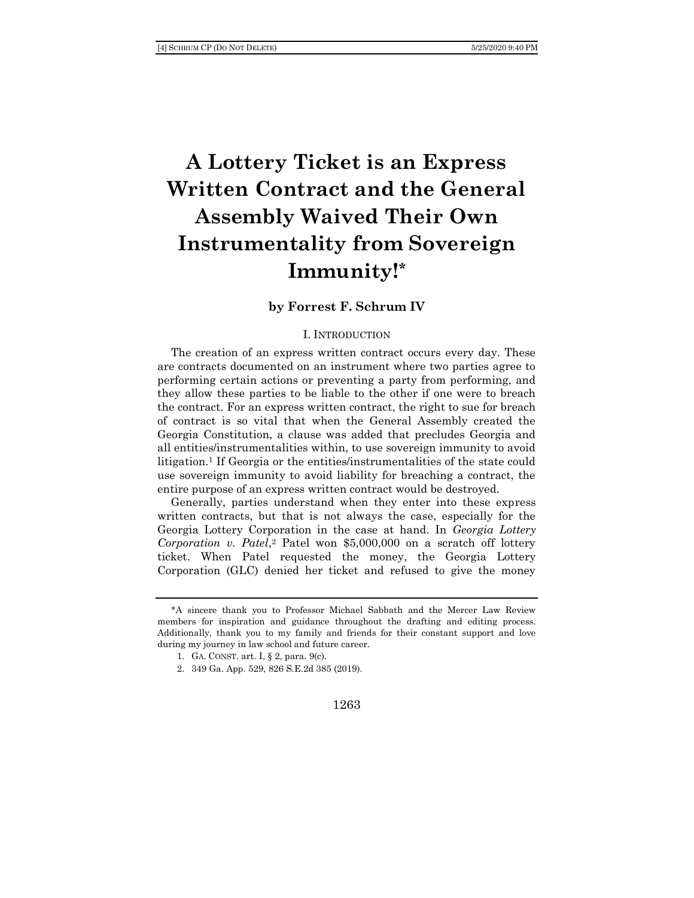# A Lottery Ticket is an Express Written Contract and the General Assembly Waived Their Own Instrumentality from Sovereign Immunity!*

**by Forrest F. Schrum IV**

## I. Introduction

The creation of an express written contract occurs every day. These are contracts documented on an instrument where two parties agree to performing certain actions or preventing a party from performing, and they allow these parties to be liable to the other if one were to breach the contract. For an express written contract, the right to sue for breach of contract is so vital that when the General Assembly created the Georgia Constitution, a clause was added that precludes Georgia and all entities/instrumentalities within, to use sovereign immunity to avoid litigation.[1] If Georgia or the entities/instrumentalities of the state could use sovereign immunity to avoid liability for breaching a contract, the entire purpose of an express written contract would be destroyed.

Generally, parties understand when they enter into these express written contracts, but that is not always the case, especially for the Georgia Lottery Corporation in the case at hand. In *Georgia Lottery Corporation v. Patel*,[2] Patel won $5,000,000 on a scratch off lottery ticket. When Patel requested the money, the Georgia Lottery Corporation (GLC) denied her ticket and refused to give the money

---

*A sincere thank you to Professor Michael Sabbath and the Mercer Law Review members for inspiration and guidance throughout the drafting and editing process. Additionally, thank you to my family and friends for their constant support and love during my journey in law school and future career.

1. GA. CONST. art. I, § 2, para. 9(c).

2. 349 Ga. App. 529, 826 S.E.2d 385 (2019).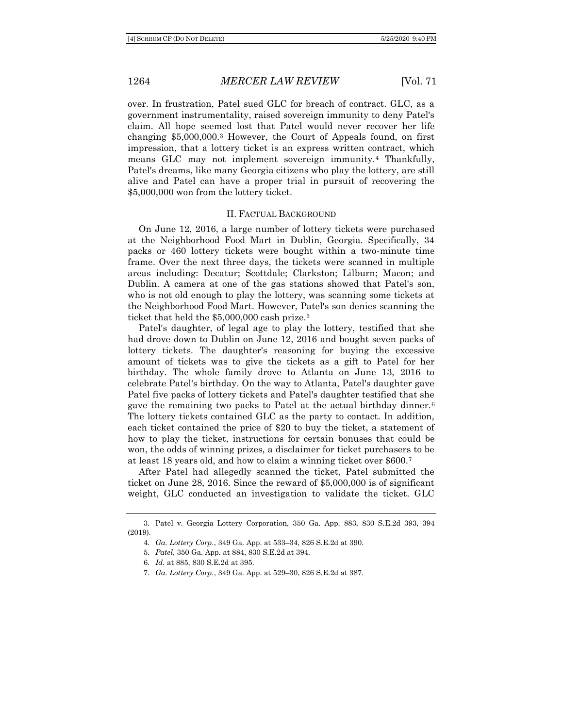over. In frustration, Patel sued GLC for breach of contract. GLC, as a government instrumentality, raised sovereign immunity to deny Patel's claim. All hope seemed lost that Patel would never recover her life changing $5,000,000.[3] However, the Court of Appeals found, on first impression, that a lottery ticket is an express written contract, which means GLC may not implement sovereign immunity.[4] Thankfully, Patel's dreams, like many Georgia citizens who play the lottery, are still alive and Patel can have a proper trial in pursuit of recovering the $5,000,000 won from the lottery ticket.

## II. FACTUAL BACKGROUND

On June 12, 2016, a large number of lottery tickets were purchased at the Neighborhood Food Mart in Dublin, Georgia. Specifically, 34 packs or 460 lottery tickets were bought within a two-minute time frame. Over the next three days, the tickets were scanned in multiple areas including: Decatur; Scottdale; Clarkston; Lilburn; Macon; and Dublin. A camera at one of the gas stations showed that Patel's son, who is not old enough to play the lottery, was scanning some tickets at the Neighborhood Food Mart. However, Patel's son denies scanning the ticket that held the $5,000,000 cash prize.[5]

Patel's daughter, of legal age to play the lottery, testified that she had drove down to Dublin on June 12, 2016 and bought seven packs of lottery tickets. The daughter's reasoning for buying the excessive amount of tickets was to give the tickets as a gift to Patel for her birthday. The whole family drove to Atlanta on June 13, 2016 to celebrate Patel's birthday. On the way to Atlanta, Patel's daughter gave Patel five packs of lottery tickets and Patel's daughter testified that she gave the remaining two packs to Patel at the actual birthday dinner.[6] The lottery tickets contained GLC as the party to contact. In addition, each ticket contained the price of $20 to buy the ticket, a statement of how to play the ticket, instructions for certain bonuses that could be won, the odds of winning prizes, a disclaimer for ticket purchasers to be at least 18 years old, and how to claim a winning ticket over $600.[7]

After Patel had allegedly scanned the ticket, Patel submitted the ticket on June 28, 2016. Since the reward of $5,000,000 is of significant weight, GLC conducted an investigation to validate the ticket. GLC

---

3. Patel v. Georgia Lottery Corporation, 350 Ga. App. 883, 830 S.E.2d 393, 394 (2019).

4. *Ga. Lottery Corp.*, 349 Ga. App. at 533–34, 826 S.E.2d at 390.

5. *Patel*, 350 Ga. App. at 884, 830 S.E.2d at 394.

6. *Id.* at 885, 830 S.E.2d at 395.

7. *Ga. Lottery Corp.*, 349 Ga. App. at 529–30, 826 S.E.2d at 387.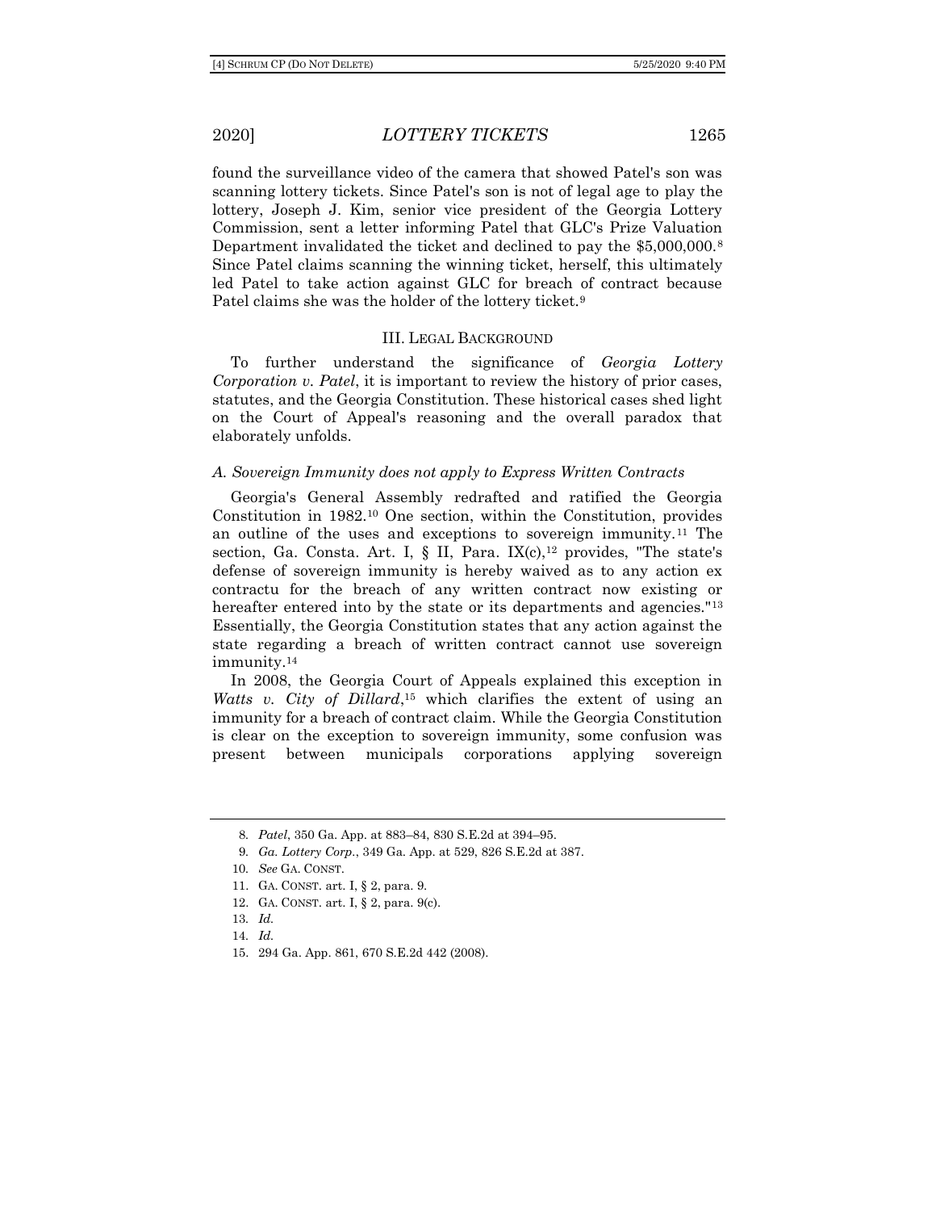found the surveillance video of the camera that showed Patel's son was scanning lottery tickets. Since Patel's son is not of legal age to play the lottery, Joseph J. Kim, senior vice president of the Georgia Lottery Commission, sent a letter informing Patel that GLC's Prize Valuation Department invalidated the ticket and declined to pay the $5,000,000.[8] Since Patel claims scanning the winning ticket, herself, this ultimately led Patel to take action against GLC for breach of contract because Patel claims she was the holder of the lottery ticket.[9]

## III. LEGAL BACKGROUND

To further understand the significance of *Georgia Lottery Corporation v. Patel*, it is important to review the history of prior cases, statutes, and the Georgia Constitution. These historical cases shed light on the Court of Appeal's reasoning and the overall paradox that elaborately unfolds.

### *A. Sovereign Immunity does not apply to Express Written Contracts*

Georgia's General Assembly redrafted and ratified the Georgia Constitution in 1982.[10] One section, within the Constitution, provides an outline of the uses and exceptions to sovereign immunity.[11] The section, Ga. Consta. Art. I, § II, Para. IX(c),[12] provides, "The state's defense of sovereign immunity is hereby waived as to any action ex contractu for the breach of any written contract now existing or hereafter entered into by the state or its departments and agencies."[13] Essentially, the Georgia Constitution states that any action against the state regarding a breach of written contract cannot use sovereign immunity.[14]

In 2008, the Georgia Court of Appeals explained this exception in *Watts v. City of Dillard*,[15] which clarifies the extent of using an immunity for a breach of contract claim. While the Georgia Constitution is clear on the exception to sovereign immunity, some confusion was present between municipals corporations applying sovereign

---

8. *Patel*, 350 Ga. App. at 883–84, 830 S.E.2d at 394–95.
9. *Ga. Lottery Corp.*, 349 Ga. App. at 529, 826 S.E.2d at 387.
10. *See* GA. CONST.
11. GA. CONST. art. I, § 2, para. 9.
12. GA. CONST. art. I, § 2, para. 9(c).
13. *Id.*
14. *Id.*
15. 294 Ga. App. 861, 670 S.E.2d 442 (2008).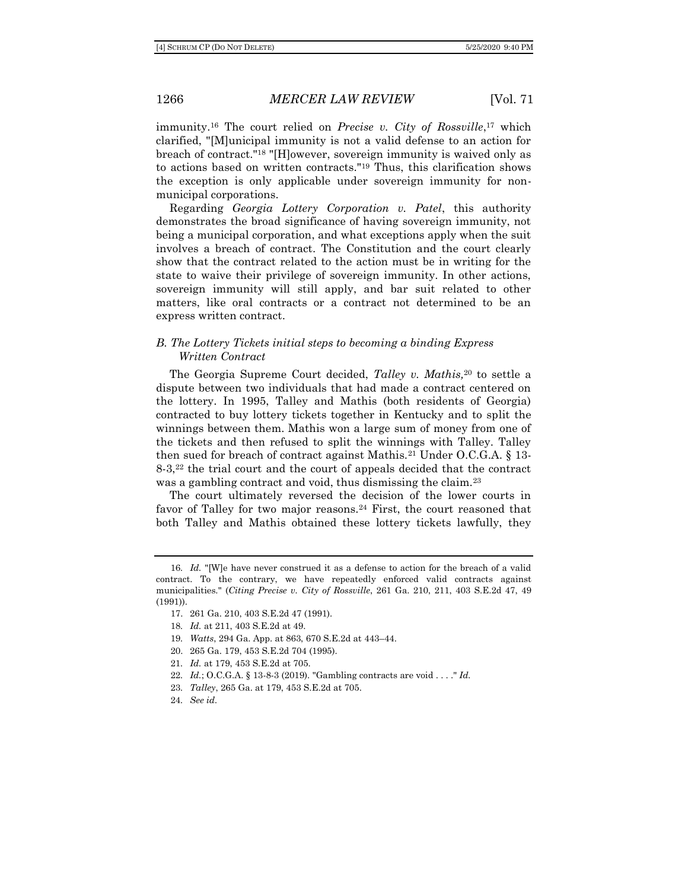immunity.[16] The court relied on *Precise v. City of Rossville*,[17] which clarified, "[M]unicipal immunity is not a valid defense to an action for breach of contract."[18] "[H]owever, sovereign immunity is waived only as to actions based on written contracts."[19] Thus, this clarification shows the exception is only applicable under sovereign immunity for non-municipal corporations.

Regarding *Georgia Lottery Corporation v. Patel*, this authority demonstrates the broad significance of having sovereign immunity, not being a municipal corporation, and what exceptions apply when the suit involves a breach of contract. The Constitution and the court clearly show that the contract related to the action must be in writing for the state to waive their privilege of sovereign immunity. In other actions, sovereign immunity will still apply, and bar suit related to other matters, like oral contracts or a contract not determined to be an express written contract.

### *B. The Lottery Tickets initial steps to becoming a binding Express Written Contract*

The Georgia Supreme Court decided, *Talley v. Mathis,*[20] to settle a dispute between two individuals that had made a contract centered on the lottery. In 1995, Talley and Mathis (both residents of Georgia) contracted to buy lottery tickets together in Kentucky and to split the winnings between them. Mathis won a large sum of money from one of the tickets and then refused to split the winnings with Talley. Talley then sued for breach of contract against Mathis.[21] Under O.C.G.A. § 13-8-3,[22] the trial court and the court of appeals decided that the contract was a gambling contract and void, thus dismissing the claim.[23]

The court ultimately reversed the decision of the lower courts in favor of Talley for two major reasons.[24] First, the court reasoned that both Talley and Mathis obtained these lottery tickets lawfully, they

---

16. *Id.* "[W]e have never construed it as a defense to action for the breach of a valid contract. To the contrary, we have repeatedly enforced valid contracts against municipalities." (*Citing Precise v. City of Rossville*, 261 Ga. 210, 211, 403 S.E.2d 47, 49 (1991)).

17. 261 Ga. 210, 403 S.E.2d 47 (1991).

18. *Id.* at 211, 403 S.E.2d at 49.

19. *Watts*, 294 Ga. App. at 863, 670 S.E.2d at 443–44.

20. 265 Ga. 179, 453 S.E.2d 704 (1995).

21. *Id.* at 179, 453 S.E.2d at 705.

22. *Id.*; O.C.G.A. § 13-8-3 (2019). "Gambling contracts are void . . . ." *Id.*

23. *Talley*, 265 Ga. at 179, 453 S.E.2d at 705.

24. *See id.*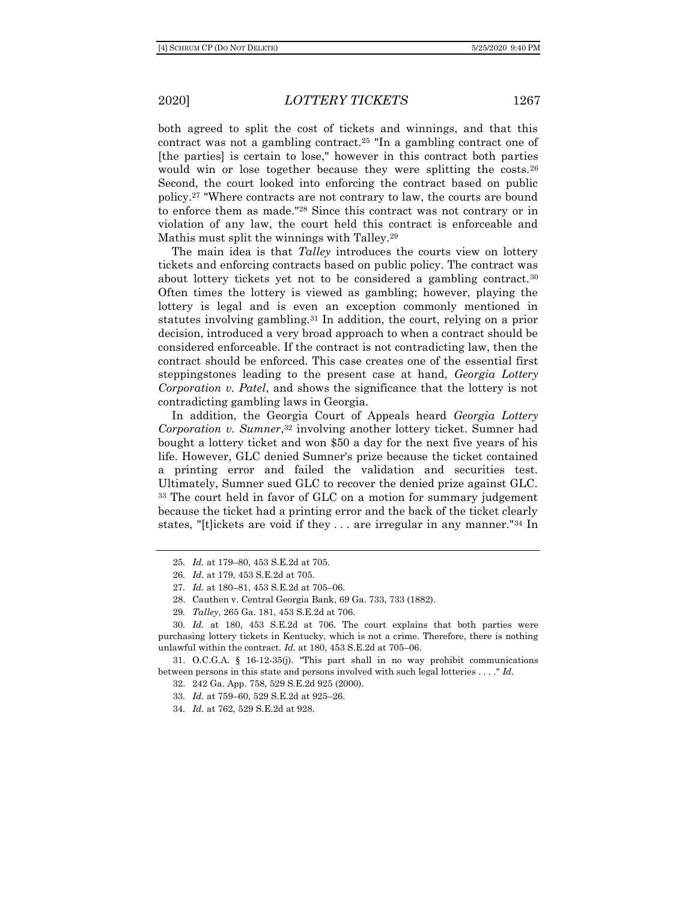both agreed to split the cost of tickets and winnings, and that this contract was not a gambling contract.[25] "In a gambling contract one of [the parties] is certain to lose," however in this contract both parties would win or lose together because they were splitting the costs.[26] Second, the court looked into enforcing the contract based on public policy.[27] "Where contracts are not contrary to law, the courts are bound to enforce them as made."[28] Since this contract was not contrary or in violation of any law, the court held this contract is enforceable and Mathis must split the winnings with Talley.[29]

The main idea is that *Talley* introduces the courts view on lottery tickets and enforcing contracts based on public policy. The contract was about lottery tickets yet not to be considered a gambling contract.[30] Often times the lottery is viewed as gambling; however, playing the lottery is legal and is even an exception commonly mentioned in statutes involving gambling.[31] In addition, the court, relying on a prior decision, introduced a very broad approach to when a contract should be considered enforceable. If the contract is not contradicting law, then the contract should be enforced. This case creates one of the essential first steppingstones leading to the present case at hand, *Georgia Lottery Corporation v. Patel*, and shows the significance that the lottery is not contradicting gambling laws in Georgia.

In addition, the Georgia Court of Appeals heard *Georgia Lottery Corporation v. Sumner*,[32] involving another lottery ticket. Sumner had bought a lottery ticket and won $50 a day for the next five years of his life. However, GLC denied Sumner's prize because the ticket contained a printing error and failed the validation and securities test. Ultimately, Sumner sued GLC to recover the denied prize against GLC.[33] The court held in favor of GLC on a motion for summary judgement because the ticket had a printing error and the back of the ticket clearly states, "[t]ickets are void if they . . . are irregular in any manner."[34] In

---

25. *Id.* at 179–80, 453 S.E.2d at 705.

26. *Id.* at 179, 453 S.E.2d at 705.

27. *Id.* at 180–81, 453 S.E.2d at 705–06.

28. Cauthen v. Central Georgia Bank, 69 Ga. 733, 733 (1882).

29. *Talley*, 265 Ga. 181, 453 S.E.2d at 706.

30. *Id.* at 180, 453 S.E.2d at 706. The court explains that both parties were purchasing lottery tickets in Kentucky, which is not a crime. Therefore, there is nothing unlawful within the contract. *Id.* at 180, 453 S.E.2d at 705–06.

31. O.C.G.A. § 16-12-35(j). "This part shall in no way prohibit communications between persons in this state and persons involved with such legal lotteries . . . ." *Id.*

32. 242 Ga. App. 758, 529 S.E.2d 925 (2000).

33. *Id.* at 759–60, 529 S.E.2d at 925–26.

34. *Id.* at 762, 529 S.E.2d at 928.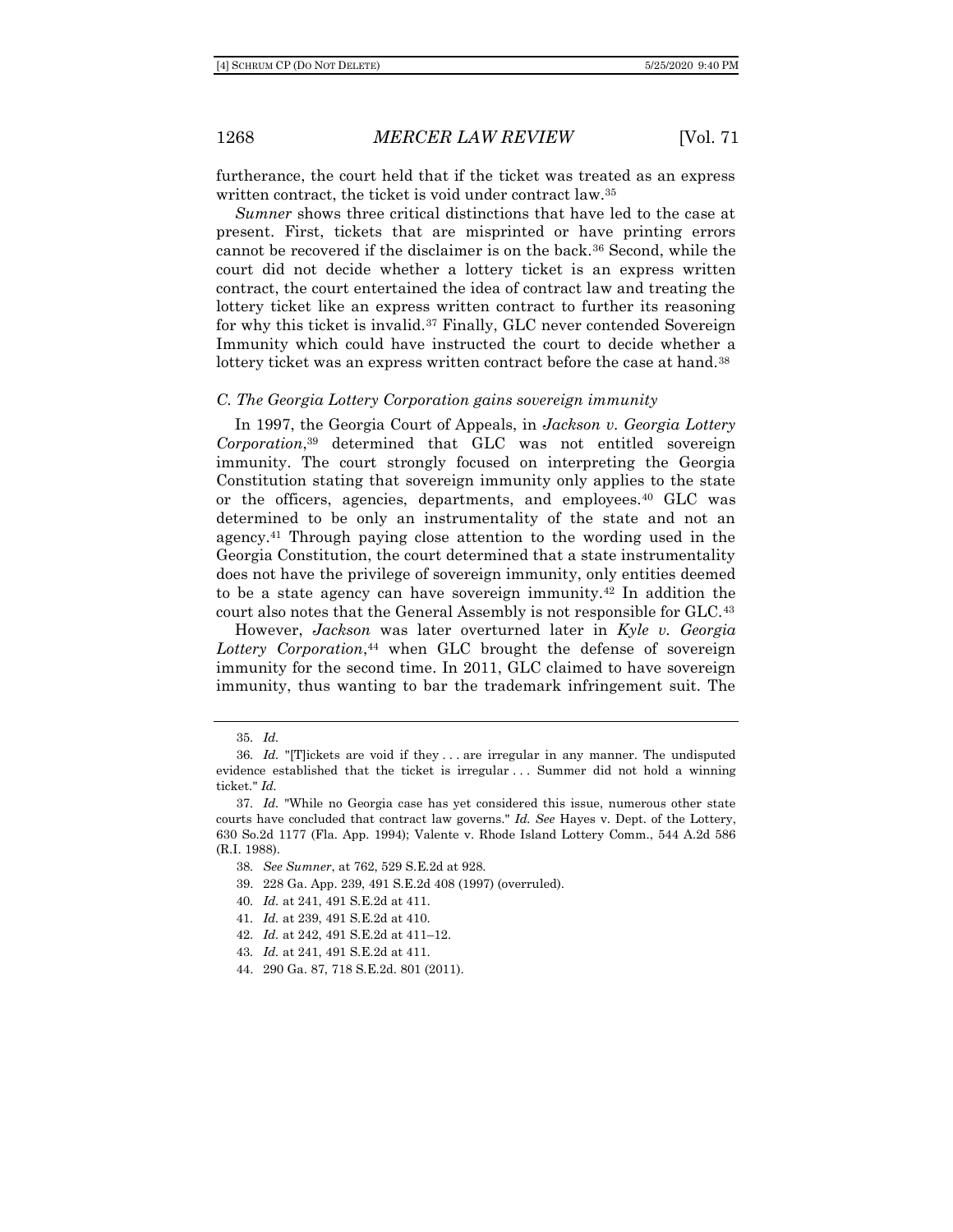furtherance, the court held that if the ticket was treated as an express written contract, the ticket is void under contract law.[35]

*Sumner* shows three critical distinctions that have led to the case at present. First, tickets that are misprinted or have printing errors cannot be recovered if the disclaimer is on the back.[36] Second, while the court did not decide whether a lottery ticket is an express written contract, the court entertained the idea of contract law and treating the lottery ticket like an express written contract to further its reasoning for why this ticket is invalid.[37] Finally, GLC never contended Sovereign Immunity which could have instructed the court to decide whether a lottery ticket was an express written contract before the case at hand.[38]

### *C. The Georgia Lottery Corporation gains sovereign immunity*

In 1997, the Georgia Court of Appeals, in *Jackson v. Georgia Lottery Corporation*,[39] determined that GLC was not entitled sovereign immunity. The court strongly focused on interpreting the Georgia Constitution stating that sovereign immunity only applies to the state or the officers, agencies, departments, and employees.[40] GLC was determined to be only an instrumentality of the state and not an agency.[41] Through paying close attention to the wording used in the Georgia Constitution, the court determined that a state instrumentality does not have the privilege of sovereign immunity, only entities deemed to be a state agency can have sovereign immunity.[42] In addition the court also notes that the General Assembly is not responsible for GLC.[43]

However, *Jackson* was later overturned later in *Kyle v. Georgia Lottery Corporation*,[44] when GLC brought the defense of sovereign immunity for the second time. In 2011, GLC claimed to have sovereign immunity, thus wanting to bar the trademark infringement suit. The

---

35. *Id.*

36. *Id.* "[T]ickets are void if they . . . are irregular in any manner. The undisputed evidence established that the ticket is irregular . . . Summer did not hold a winning ticket." *Id.*

37. *Id.* "While no Georgia case has yet considered this issue, numerous other state courts have concluded that contract law governs." *Id. See* Hayes v. Dept. of the Lottery, 630 So.2d 1177 (Fla. App. 1994); Valente v. Rhode Island Lottery Comm., 544 A.2d 586 (R.I. 1988).

38. *See Sumner*, at 762, 529 S.E.2d at 928.

39. 228 Ga. App. 239, 491 S.E.2d 408 (1997) (overruled).

40. *Id.* at 241, 491 S.E.2d at 411.

41. *Id.* at 239, 491 S.E.2d at 410.

42. *Id.* at 242, 491 S.E.2d at 411–12.

43. *Id.* at 241, 491 S.E.2d at 411.

44. 290 Ga. 87, 718 S.E.2d. 801 (2011).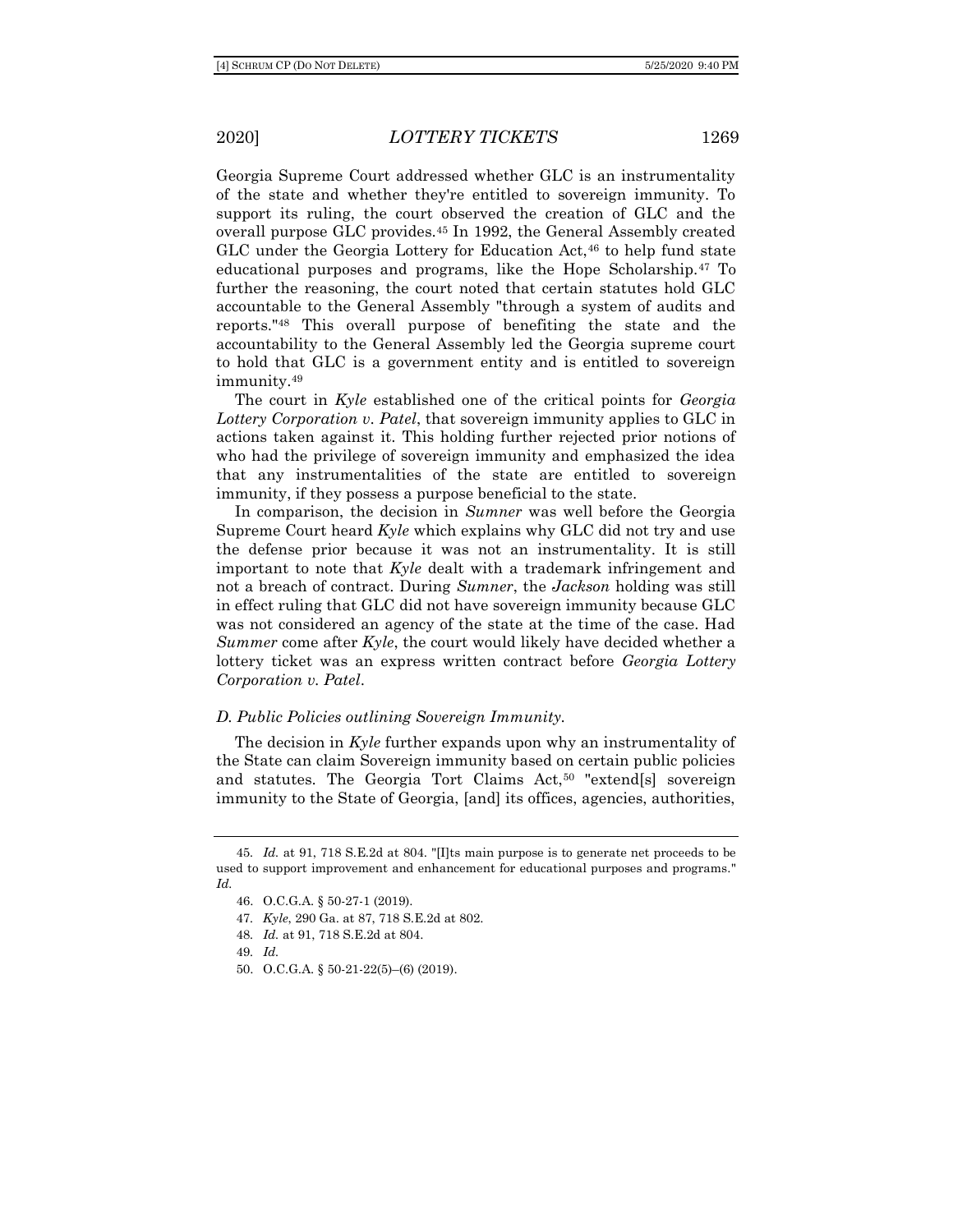Georgia Supreme Court addressed whether GLC is an instrumentality of the state and whether they're entitled to sovereign immunity. To support its ruling, the court observed the creation of GLC and the overall purpose GLC provides.[45] In 1992, the General Assembly created GLC under the Georgia Lottery for Education Act,[46] to help fund state educational purposes and programs, like the Hope Scholarship.[47] To further the reasoning, the court noted that certain statutes hold GLC accountable to the General Assembly "through a system of audits and reports."[48] This overall purpose of benefiting the state and the accountability to the General Assembly led the Georgia supreme court to hold that GLC is a government entity and is entitled to sovereign immunity.[49]

The court in *Kyle* established one of the critical points for *Georgia Lottery Corporation v. Patel*, that sovereign immunity applies to GLC in actions taken against it. This holding further rejected prior notions of who had the privilege of sovereign immunity and emphasized the idea that any instrumentalities of the state are entitled to sovereign immunity, if they possess a purpose beneficial to the state.

In comparison, the decision in *Sumner* was well before the Georgia Supreme Court heard *Kyle* which explains why GLC did not try and use the defense prior because it was not an instrumentality. It is still important to note that *Kyle* dealt with a trademark infringement and not a breach of contract. During *Sumner*, the *Jackson* holding was still in effect ruling that GLC did not have sovereign immunity because GLC was not considered an agency of the state at the time of the case. Had *Summer* come after *Kyle*, the court would likely have decided whether a lottery ticket was an express written contract before *Georgia Lottery Corporation v. Patel*.

### *D. Public Policies outlining Sovereign Immunity.*

The decision in *Kyle* further expands upon why an instrumentality of the State can claim Sovereign immunity based on certain public policies and statutes. The Georgia Tort Claims Act,[50] "extend[s] sovereign immunity to the State of Georgia, [and] its offices, agencies, authorities,

---

45. *Id.* at 91, 718 S.E.2d at 804. "[I]ts main purpose is to generate net proceeds to be used to support improvement and enhancement for educational purposes and programs." *Id.*

46. O.C.G.A. § 50-27-1 (2019).

47. *Kyle*, 290 Ga. at 87, 718 S.E.2d at 802.

48. *Id.* at 91, 718 S.E.2d at 804.

49. *Id.*

50. O.C.G.A. § 50-21-22(5)–(6) (2019).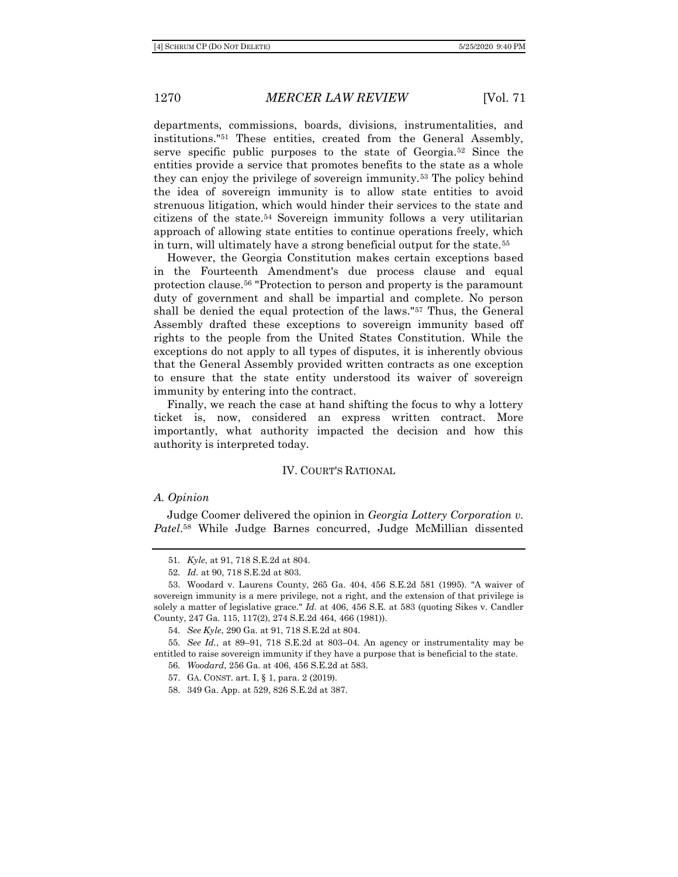departments, commissions, boards, divisions, instrumentalities, and institutions."[51] These entities, created from the General Assembly, serve specific public purposes to the state of Georgia.[52] Since the entities provide a service that promotes benefits to the state as a whole they can enjoy the privilege of sovereign immunity.[53] The policy behind the idea of sovereign immunity is to allow state entities to avoid strenuous litigation, which would hinder their services to the state and citizens of the state.[54] Sovereign immunity follows a very utilitarian approach of allowing state entities to continue operations freely, which in turn, will ultimately have a strong beneficial output for the state.[55]

However, the Georgia Constitution makes certain exceptions based in the Fourteenth Amendment's due process clause and equal protection clause.[56] "Protection to person and property is the paramount duty of government and shall be impartial and complete. No person shall be denied the equal protection of the laws."[57] Thus, the General Assembly drafted these exceptions to sovereign immunity based off rights to the people from the United States Constitution. While the exceptions do not apply to all types of disputes, it is inherently obvious that the General Assembly provided written contracts as one exception to ensure that the state entity understood its waiver of sovereign immunity by entering into the contract.

Finally, we reach the case at hand shifting the focus to why a lottery ticket is, now, considered an express written contract. More importantly, what authority impacted the decision and how this authority is interpreted today.

## IV. COURT'S RATIONAL

### *A. Opinion*

Judge Coomer delivered the opinion in *Georgia Lottery Corporation v. Patel*.[58] While Judge Barnes concurred, Judge McMillian dissented

---

51. *Kyle*, at 91, 718 S.E.2d at 804.

52. *Id.* at 90, 718 S.E.2d at 803.

53. Woodard v. Laurens County, 265 Ga. 404, 456 S.E.2d 581 (1995). "A waiver of sovereign immunity is a mere privilege, not a right, and the extension of that privilege is solely a matter of legislative grace." *Id.* at 406, 456 S.E. at 583 (quoting Sikes v. Candler County, 247 Ga. 115, 117(2), 274 S.E.2d 464, 466 (1981)).

54. *See Kyle*, 290 Ga. at 91, 718 S.E.2d at 804.

55. *See Id.*, at 89–91, 718 S.E.2d at 803–04. An agency or instrumentality may be entitled to raise sovereign immunity if they have a purpose that is beneficial to the state.

56. *Woodard*, 256 Ga. at 406, 456 S.E.2d at 583.

57. GA. CONST. art. I, § 1, para. 2 (2019).

58. 349 Ga. App. at 529, 826 S.E.2d at 387.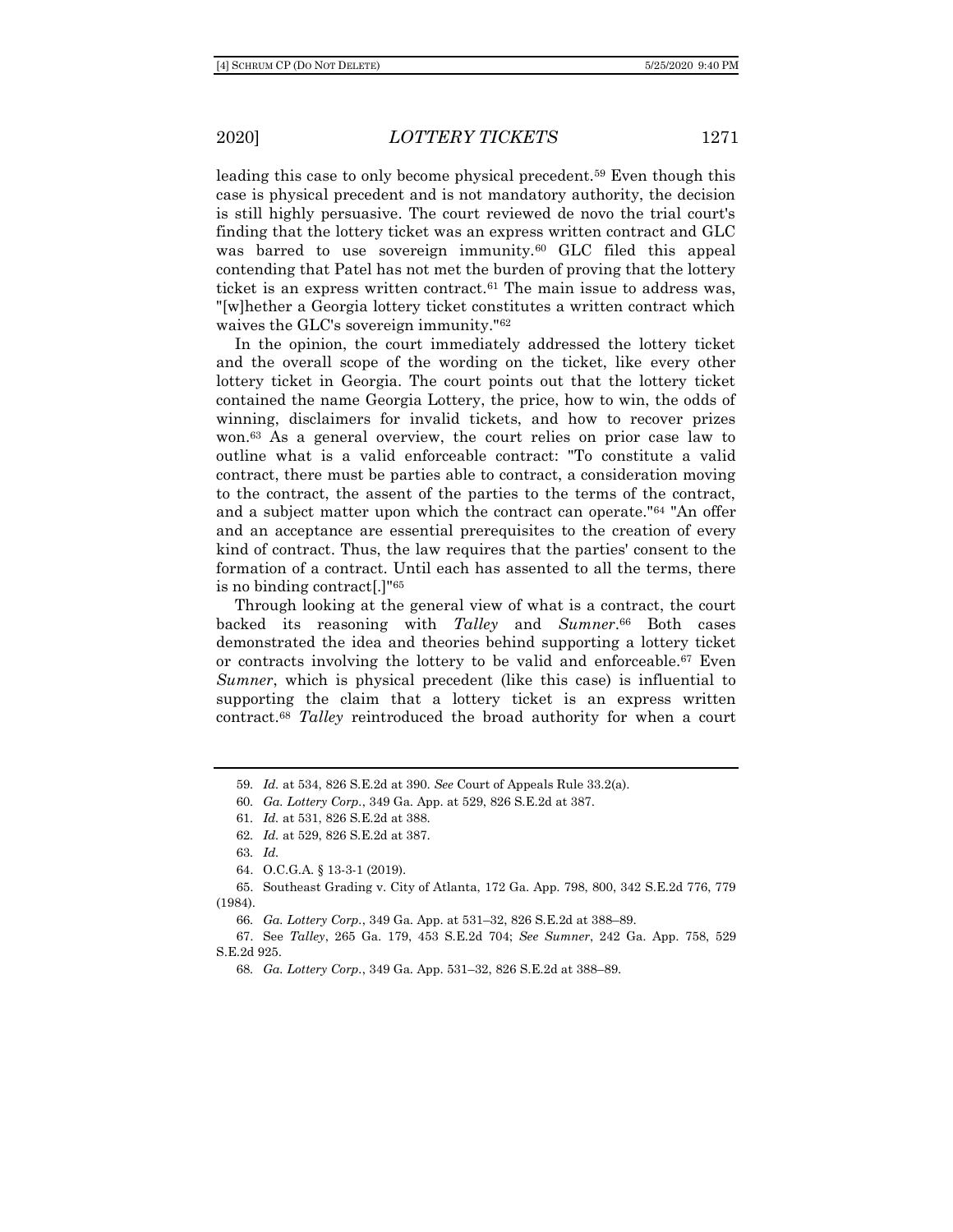leading this case to only become physical precedent.[59] Even though this case is physical precedent and is not mandatory authority, the decision is still highly persuasive. The court reviewed de novo the trial court's finding that the lottery ticket was an express written contract and GLC was barred to use sovereign immunity.[60] GLC filed this appeal contending that Patel has not met the burden of proving that the lottery ticket is an express written contract.[61] The main issue to address was, "[w]hether a Georgia lottery ticket constitutes a written contract which waives the GLC's sovereign immunity."[62]

In the opinion, the court immediately addressed the lottery ticket and the overall scope of the wording on the ticket, like every other lottery ticket in Georgia. The court points out that the lottery ticket contained the name Georgia Lottery, the price, how to win, the odds of winning, disclaimers for invalid tickets, and how to recover prizes won.[63] As a general overview, the court relies on prior case law to outline what is a valid enforceable contract: "To constitute a valid contract, there must be parties able to contract, a consideration moving to the contract, the assent of the parties to the terms of the contract, and a subject matter upon which the contract can operate."[64] "An offer and an acceptance are essential prerequisites to the creation of every kind of contract. Thus, the law requires that the parties' consent to the formation of a contract. Until each has assented to all the terms, there is no binding contract[.]"[65]

Through looking at the general view of what is a contract, the court backed its reasoning with *Talley* and *Sumner*.[66] Both cases demonstrated the idea and theories behind supporting a lottery ticket or contracts involving the lottery to be valid and enforceable.[67] Even *Sumner*, which is physical precedent (like this case) is influential to supporting the claim that a lottery ticket is an express written contract.[68] *Talley* reintroduced the broad authority for when a court

---

59. *Id.* at 534, 826 S.E.2d at 390. *See* Court of Appeals Rule 33.2(a).

60. *Ga. Lottery Corp.*, 349 Ga. App. at 529, 826 S.E.2d at 387.

61. *Id.* at 531, 826 S.E.2d at 388.

62. *Id.* at 529, 826 S.E.2d at 387.

63. *Id.*

64. O.C.G.A. § 13-3-1 (2019).

65. Southeast Grading v. City of Atlanta, 172 Ga. App. 798, 800, 342 S.E.2d 776, 779 (1984).

66. *Ga. Lottery Corp.*, 349 Ga. App. at 531–32, 826 S.E.2d at 388–89.

67. See *Talley*, 265 Ga. 179, 453 S.E.2d 704; *See Sumner*, 242 Ga. App. 758, 529 S.E.2d 925.

68. *Ga. Lottery Corp.*, 349 Ga. App. 531–32, 826 S.E.2d at 388–89.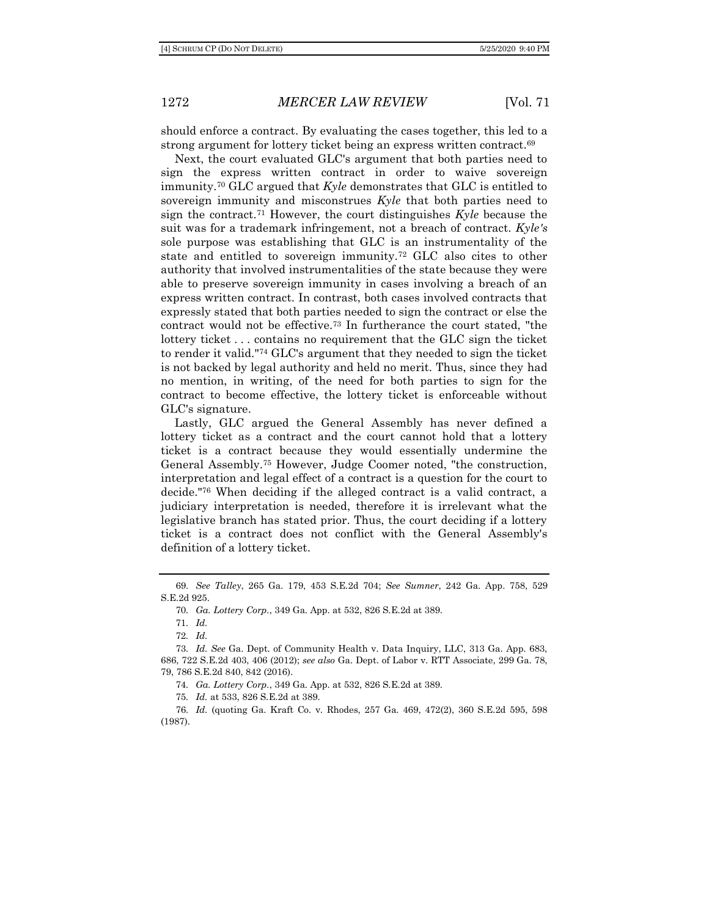should enforce a contract. By evaluating the cases together, this led to a strong argument for lottery ticket being an express written contract.[69]

Next, the court evaluated GLC's argument that both parties need to sign the express written contract in order to waive sovereign immunity.[70] GLC argued that *Kyle* demonstrates that GLC is entitled to sovereign immunity and misconstrues *Kyle* that both parties need to sign the contract.[71] However, the court distinguishes *Kyle* because the suit was for a trademark infringement, not a breach of contract. *Kyle's* sole purpose was establishing that GLC is an instrumentality of the state and entitled to sovereign immunity.[72] GLC also cites to other authority that involved instrumentalities of the state because they were able to preserve sovereign immunity in cases involving a breach of an express written contract. In contrast, both cases involved contracts that expressly stated that both parties needed to sign the contract or else the contract would not be effective.[73] In furtherance the court stated, "the lottery ticket . . . contains no requirement that the GLC sign the ticket to render it valid."[74] GLC's argument that they needed to sign the ticket is not backed by legal authority and held no merit. Thus, since they had no mention, in writing, of the need for both parties to sign for the contract to become effective, the lottery ticket is enforceable without GLC's signature.

Lastly, GLC argued the General Assembly has never defined a lottery ticket as a contract and the court cannot hold that a lottery ticket is a contract because they would essentially undermine the General Assembly.[75] However, Judge Coomer noted, "the construction, interpretation and legal effect of a contract is a question for the court to decide."[76] When deciding if the alleged contract is a valid contract, a judiciary interpretation is needed, therefore it is irrelevant what the legislative branch has stated prior. Thus, the court deciding if a lottery ticket is a contract does not conflict with the General Assembly's definition of a lottery ticket.

---

69. *See Talley*, 265 Ga. 179, 453 S.E.2d 704; *See Sumner*, 242 Ga. App. 758, 529 S.E.2d 925.

70. *Ga. Lottery Corp.*, 349 Ga. App. at 532, 826 S.E.2d at 389.

71. *Id.*

72. *Id.*

73. *Id. See* Ga. Dept. of Community Health v. Data Inquiry, LLC, 313 Ga. App. 683, 686, 722 S.E.2d 403, 406 (2012); *see also* Ga. Dept. of Labor v. RTT Associate, 299 Ga. 78, 79, 786 S.E.2d 840, 842 (2016).

74. *Ga. Lottery Corp.*, 349 Ga. App. at 532, 826 S.E.2d at 389.

75. *Id.* at 533, 826 S.E.2d at 389.

76. *Id.* (quoting Ga. Kraft Co. v. Rhodes, 257 Ga. 469, 472(2), 360 S.E.2d 595, 598 (1987).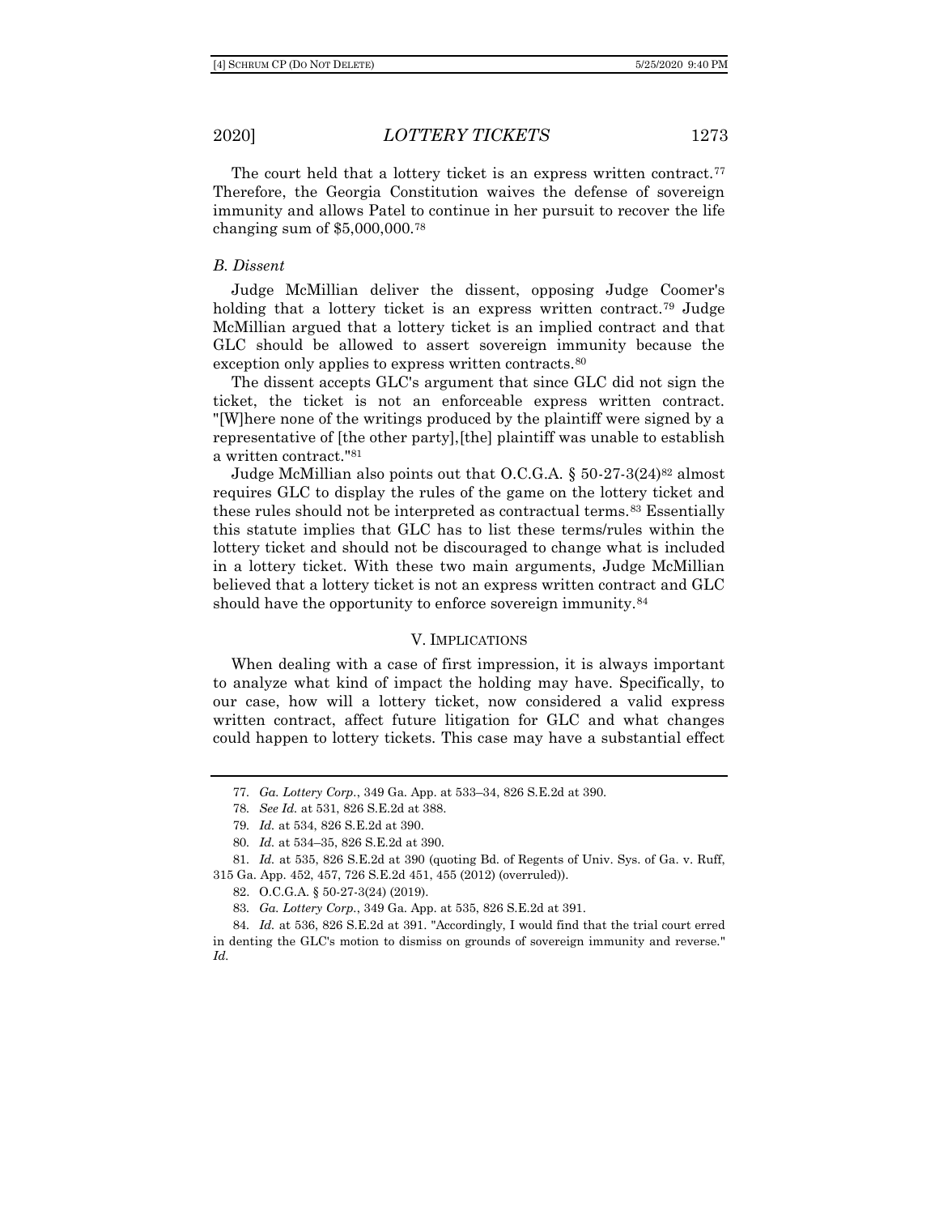The court held that a lottery ticket is an express written contract.[77] Therefore, the Georgia Constitution waives the defense of sovereign immunity and allows Patel to continue in her pursuit to recover the life changing sum of $5,000,000.[78]

### *B. Dissent*

Judge McMillian deliver the dissent, opposing Judge Coomer's holding that a lottery ticket is an express written contract.[79] Judge McMillian argued that a lottery ticket is an implied contract and that GLC should be allowed to assert sovereign immunity because the exception only applies to express written contracts.[80]

The dissent accepts GLC's argument that since GLC did not sign the ticket, the ticket is not an enforceable express written contract. "[W]here none of the writings produced by the plaintiff were signed by a representative of [the other party],[the] plaintiff was unable to establish a written contract."[81]

Judge McMillian also points out that O.C.G.A. § 50-27-3(24)[82] almost requires GLC to display the rules of the game on the lottery ticket and these rules should not be interpreted as contractual terms.[83] Essentially this statute implies that GLC has to list these terms/rules within the lottery ticket and should not be discouraged to change what is included in a lottery ticket. With these two main arguments, Judge McMillian believed that a lottery ticket is not an express written contract and GLC should have the opportunity to enforce sovereign immunity.[84]

## V. IMPLICATIONS

When dealing with a case of first impression, it is always important to analyze what kind of impact the holding may have. Specifically, to our case, how will a lottery ticket, now considered a valid express written contract, affect future litigation for GLC and what changes could happen to lottery tickets. This case may have a substantial effect

---

77. *Ga. Lottery Corp.*, 349 Ga. App. at 533–34, 826 S.E.2d at 390.

78. *See Id.* at 531, 826 S.E.2d at 388.

79. *Id.* at 534, 826 S.E.2d at 390.

80. *Id.* at 534–35, 826 S.E.2d at 390.

81. *Id.* at 535, 826 S.E.2d at 390 (quoting Bd. of Regents of Univ. Sys. of Ga. v. Ruff, 315 Ga. App. 452, 457, 726 S.E.2d 451, 455 (2012) (overruled)).

82. O.C.G.A. § 50-27-3(24) (2019).

83. *Ga. Lottery Corp.*, 349 Ga. App. at 535, 826 S.E.2d at 391.

84. *Id.* at 536, 826 S.E.2d at 391. "Accordingly, I would find that the trial court erred in denting the GLC's motion to dismiss on grounds of sovereign immunity and reverse." *Id.*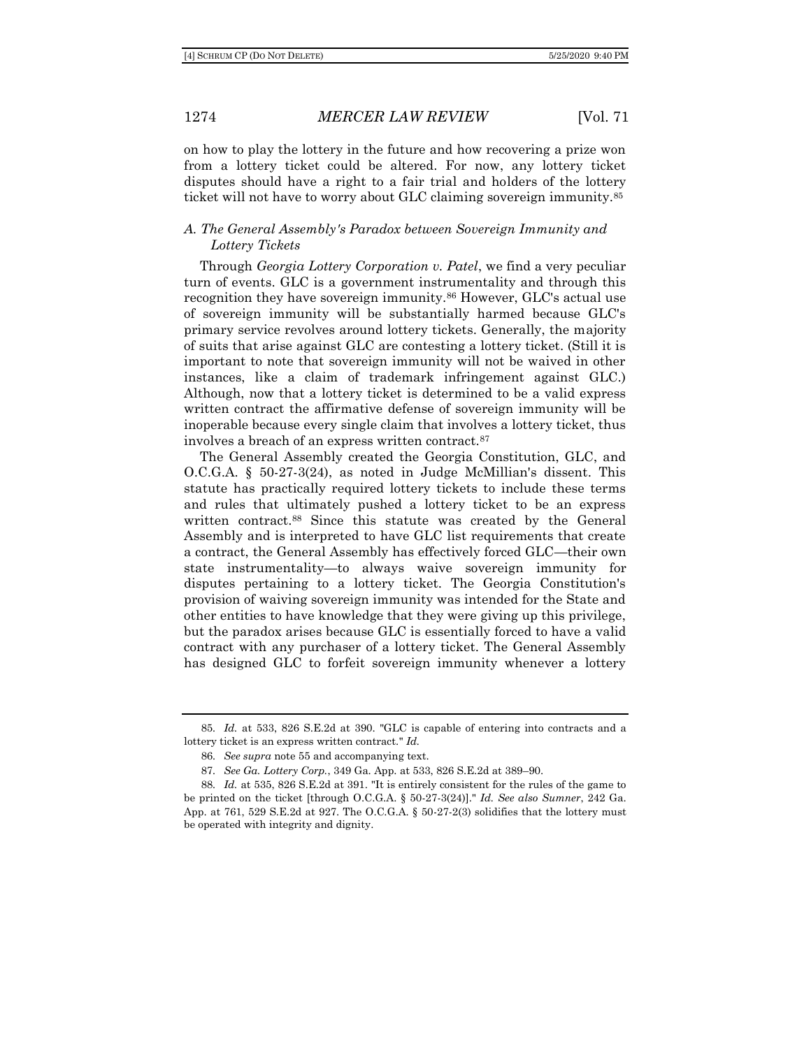on how to play the lottery in the future and how recovering a prize won from a lottery ticket could be altered. For now, any lottery ticket disputes should have a right to a fair trial and holders of the lottery ticket will not have to worry about GLC claiming sovereign immunity.[85]

### A. The General Assembly's Paradox between Sovereign Immunity and Lottery Tickets

Through *Georgia Lottery Corporation v. Patel*, we find a very peculiar turn of events. GLC is a government instrumentality and through this recognition they have sovereign immunity.[86] However, GLC's actual use of sovereign immunity will be substantially harmed because GLC's primary service revolves around lottery tickets. Generally, the majority of suits that arise against GLC are contesting a lottery ticket. (Still it is important to note that sovereign immunity will not be waived in other instances, like a claim of trademark infringement against GLC.) Although, now that a lottery ticket is determined to be a valid express written contract the affirmative defense of sovereign immunity will be inoperable because every single claim that involves a lottery ticket, thus involves a breach of an express written contract.[87]

The General Assembly created the Georgia Constitution, GLC, and O.C.G.A. § 50-27-3(24), as noted in Judge McMillian's dissent. This statute has practically required lottery tickets to include these terms and rules that ultimately pushed a lottery ticket to be an express written contract.[88] Since this statute was created by the General Assembly and is interpreted to have GLC list requirements that create a contract, the General Assembly has effectively forced GLC—their own state instrumentality—to always waive sovereign immunity for disputes pertaining to a lottery ticket. The Georgia Constitution's provision of waiving sovereign immunity was intended for the State and other entities to have knowledge that they were giving up this privilege, but the paradox arises because GLC is essentially forced to have a valid contract with any purchaser of a lottery ticket. The General Assembly has designed GLC to forfeit sovereign immunity whenever a lottery

---

85. *Id.* at 533, 826 S.E.2d at 390. "GLC is capable of entering into contracts and a lottery ticket is an express written contract." *Id.*

86. *See supra* note 55 and accompanying text.

87. *See Ga. Lottery Corp.*, 349 Ga. App. at 533, 826 S.E.2d at 389–90.

88. *Id.* at 535, 826 S.E.2d at 391. "It is entirely consistent for the rules of the game to be printed on the ticket [through O.C.G.A. § 50-27-3(24)]." *Id. See also Sumner*, 242 Ga. App. at 761, 529 S.E.2d at 927. The O.C.G.A. § 50-27-2(3) solidifies that the lottery must be operated with integrity and dignity.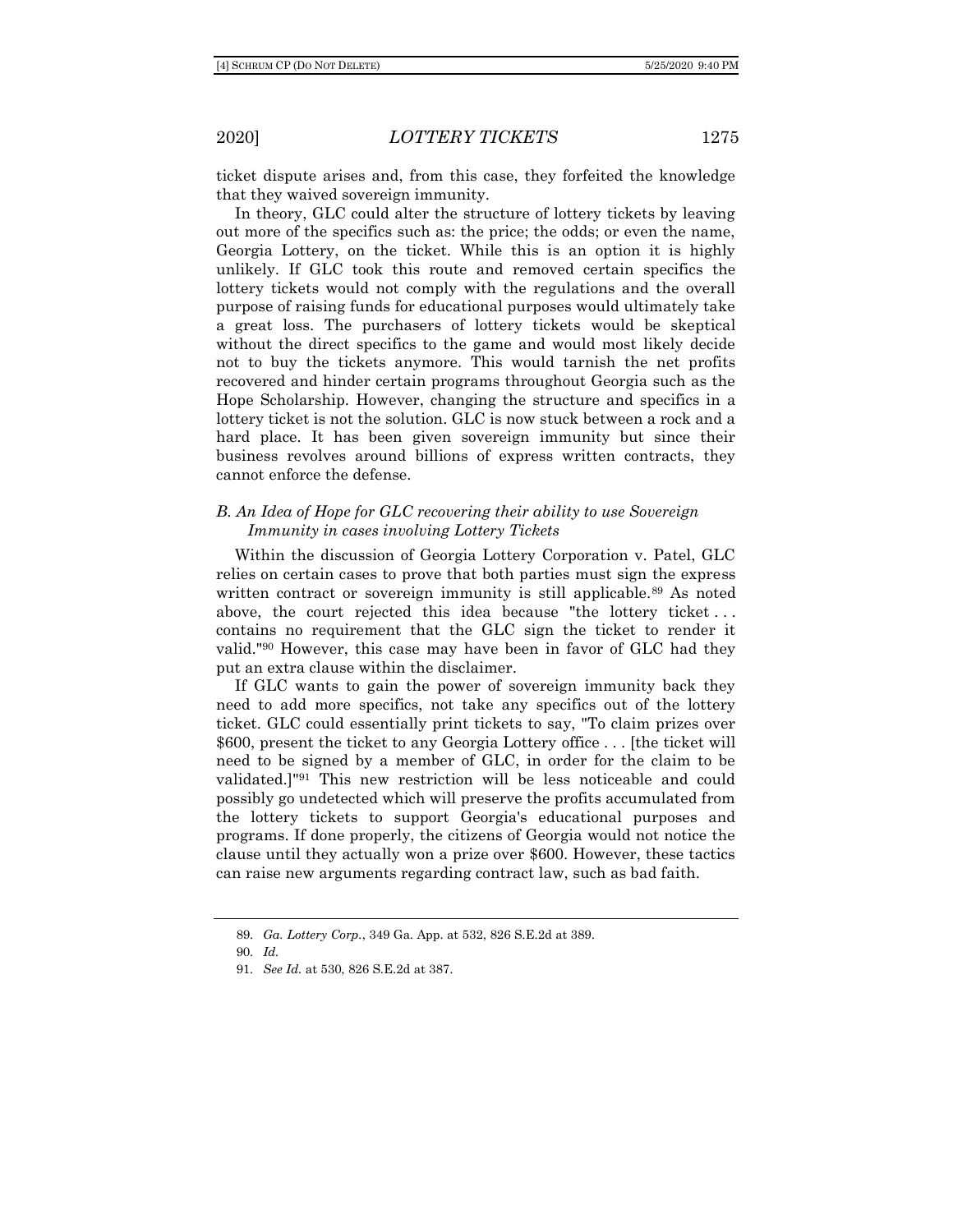ticket dispute arises and, from this case, they forfeited the knowledge that they waived sovereign immunity.

In theory, GLC could alter the structure of lottery tickets by leaving out more of the specifics such as: the price; the odds; or even the name, Georgia Lottery, on the ticket. While this is an option it is highly unlikely. If GLC took this route and removed certain specifics the lottery tickets would not comply with the regulations and the overall purpose of raising funds for educational purposes would ultimately take a great loss. The purchasers of lottery tickets would be skeptical without the direct specifics to the game and would most likely decide not to buy the tickets anymore. This would tarnish the net profits recovered and hinder certain programs throughout Georgia such as the Hope Scholarship. However, changing the structure and specifics in a lottery ticket is not the solution. GLC is now stuck between a rock and a hard place. It has been given sovereign immunity but since their business revolves around billions of express written contracts, they cannot enforce the defense.

### *B. An Idea of Hope for GLC recovering their ability to use Sovereign Immunity in cases involving Lottery Tickets*

Within the discussion of Georgia Lottery Corporation v. Patel, GLC relies on certain cases to prove that both parties must sign the express written contract or sovereign immunity is still applicable.[89] As noted above, the court rejected this idea because "the lottery ticket . . . contains no requirement that the GLC sign the ticket to render it valid."[90] However, this case may have been in favor of GLC had they put an extra clause within the disclaimer.

If GLC wants to gain the power of sovereign immunity back they need to add more specifics, not take any specifics out of the lottery ticket. GLC could essentially print tickets to say, "To claim prizes over $600, present the ticket to any Georgia Lottery office . . . [the ticket will need to be signed by a member of GLC, in order for the claim to be validated.]"[91] This new restriction will be less noticeable and could possibly go undetected which will preserve the profits accumulated from the lottery tickets to support Georgia's educational purposes and programs. If done properly, the citizens of Georgia would not notice the clause until they actually won a prize over $600. However, these tactics can raise new arguments regarding contract law, such as bad faith.

---

89. *Ga. Lottery Corp.*, 349 Ga. App. at 532, 826 S.E.2d at 389.

90. *Id.*

91. *See Id.* at 530, 826 S.E.2d at 387.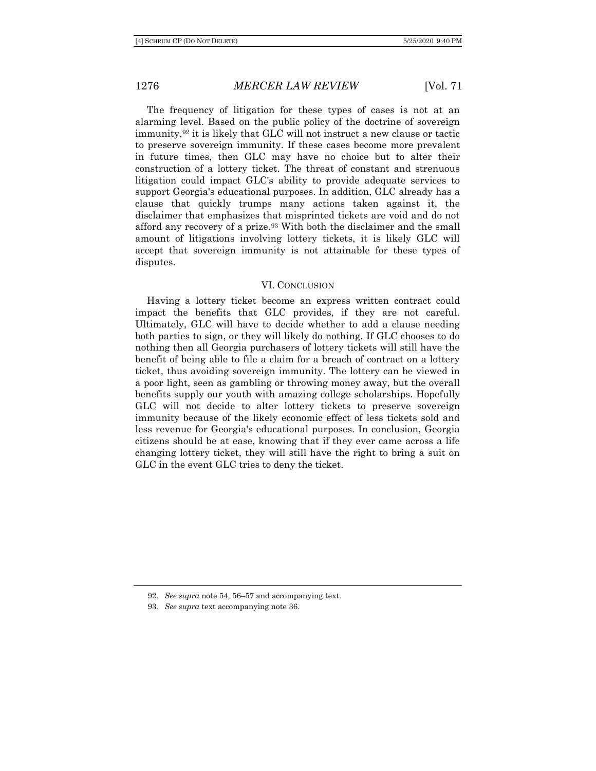The frequency of litigation for these types of cases is not at an alarming level. Based on the public policy of the doctrine of sovereign immunity,[92] it is likely that GLC will not instruct a new clause or tactic to preserve sovereign immunity. If these cases become more prevalent in future times, then GLC may have no choice but to alter their construction of a lottery ticket. The threat of constant and strenuous litigation could impact GLC's ability to provide adequate services to support Georgia's educational purposes. In addition, GLC already has a clause that quickly trumps many actions taken against it, the disclaimer that emphasizes that misprinted tickets are void and do not afford any recovery of a prize.[93] With both the disclaimer and the small amount of litigations involving lottery tickets, it is likely GLC will accept that sovereign immunity is not attainable for these types of disputes.

## VI. Conclusion

Having a lottery ticket become an express written contract could impact the benefits that GLC provides, if they are not careful. Ultimately, GLC will have to decide whether to add a clause needing both parties to sign, or they will likely do nothing. If GLC chooses to do nothing then all Georgia purchasers of lottery tickets will still have the benefit of being able to file a claim for a breach of contract on a lottery ticket, thus avoiding sovereign immunity. The lottery can be viewed in a poor light, seen as gambling or throwing money away, but the overall benefits supply our youth with amazing college scholarships. Hopefully GLC will not decide to alter lottery tickets to preserve sovereign immunity because of the likely economic effect of less tickets sold and less revenue for Georgia's educational purposes. In conclusion, Georgia citizens should be at ease, knowing that if they ever came across a life changing lottery ticket, they will still have the right to bring a suit on GLC in the event GLC tries to deny the ticket.

---

92. *See supra* note 54, 56–57 and accompanying text.

93. *See supra* text accompanying note 36.